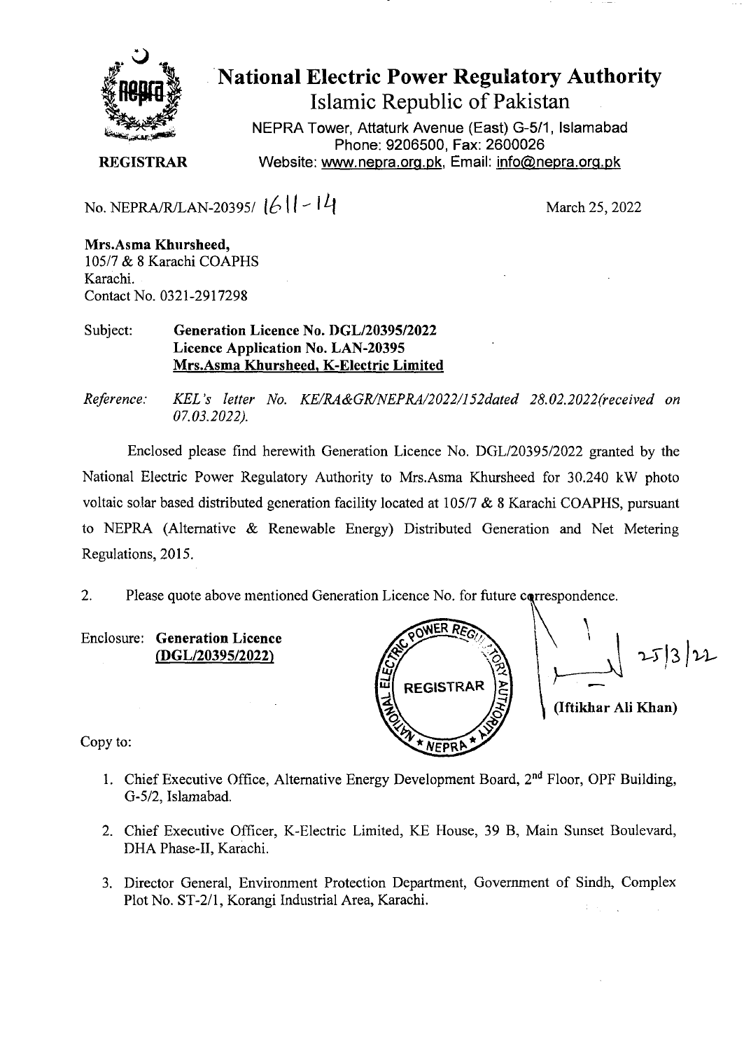# National Electric Power Regulatory Authority

## Islamic Republic of Pakistan

NEPRA Tower, Attaturk Avenue (East) G-5/1, Islamabad
Phone: 9206500, Fax: 2600026
Website: www.nepra.org.pk, Email: info@nepra.org.pk

**REGISTRAR**

No. NEPRA/R/LAN-20395/ 1611-14

March 25, 2022

**Mrs.Asma Khursheed,**
105/7 & 8 Karachi COAPHS
Karachi.
Contact No. 0321-2917298

Subject: **Generation Licence No. DGL/20395/2022**
**Licence Application No. LAN-20395**
**Mrs.Asma Khursheed, K-Electric Limited**

*Reference: KEL's letter No. KE/RA&GR/NEPRA/2022/152dated 28.02.2022(received on 07.03.2022).*

Enclosed please find herewith Generation Licence No. DGL/20395/2022 granted by the National Electric Power Regulatory Authority to Mrs.Asma Khursheed for 30.240 kW photo voltaic solar based distributed generation facility located at 105/7 & 8 Karachi COAPHS, pursuant to NEPRA (Alternative & Renewable Energy) Distributed Generation and Net Metering Regulations, 2015.

2. Please quote above mentioned Generation Licence No. for future correspondence.

Enclosure: **Generation Licence**
**(DGL/20395/2022)**

25/3/22

**(Iftikhar Ali Khan)**

Copy to:

1. Chief Executive Office, Alternative Energy Development Board, 2nd Floor, OPF Building, G-5/2, Islamabad.
2. Chief Executive Officer, K-Electric Limited, KE House, 39 B, Main Sunset Boulevard, DHA Phase-II, Karachi.
3. Director General, Environment Protection Department, Government of Sindh, Complex Plot No. ST-2/1, Korangi Industrial Area, Karachi.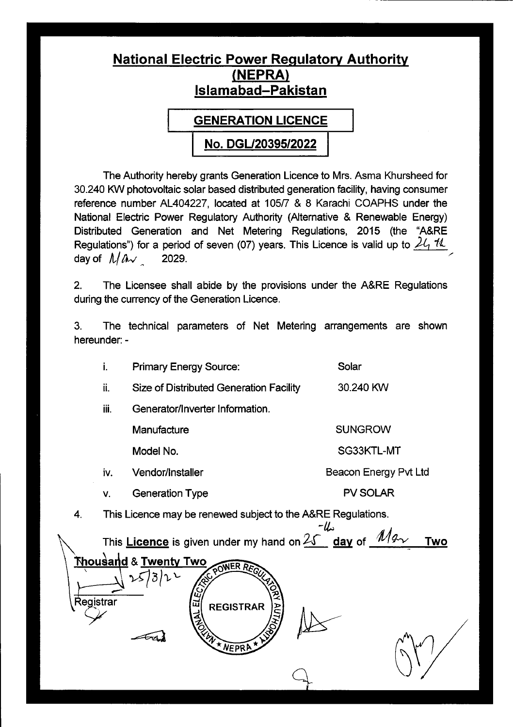# National Electric Power Regulatory Authority (NEPRA) Islamabad–Pakistan

## GENERATION LICENCE

## No. DGL/20395/2022

The Authority hereby grants Generation Licence to Mrs. Asma Khursheed for 30.240 KW photovoltaic solar based distributed generation facility, having consumer reference number AL404227, located at 105/7 & 8 Karachi COAPHS under the National Electric Power Regulatory Authority (Alternative & Renewable Energy) Distributed Generation and Net Metering Regulations, 2015 (the "A&RE Regulations") for a period of seven (07) years. This Licence is valid up to 24th day of May 2029.

2. The Licensee shall abide by the provisions under the A&RE Regulations during the currency of the Generation Licence.

3. The technical parameters of Net Metering arrangements are shown hereunder: -

| | | |
|---|---|---|
| i. | Primary Energy Source: | Solar |
| ii. | Size of Distributed Generation Facility | 30.240 KW |
| iii. | Generator/Inverter Information. | |
| | Manufacture | SUNGROW |
| | Model No. | SG33KTL-MT |
| iv. | Vendor/Installer | Beacon Energy Pvt Ltd |
| v. | Generation Type | PV SOLAR |

4. This Licence may be renewed subject to the A&RE Regulations.

This **Licence** is given under my hand on 25th **day** of May **Two Thousand** & **Twenty Two**

25/3/22

Registrar

REGISTRAR NATIONAL ELECTRIC POWER REGULATORY AUTHORITY NEPRA